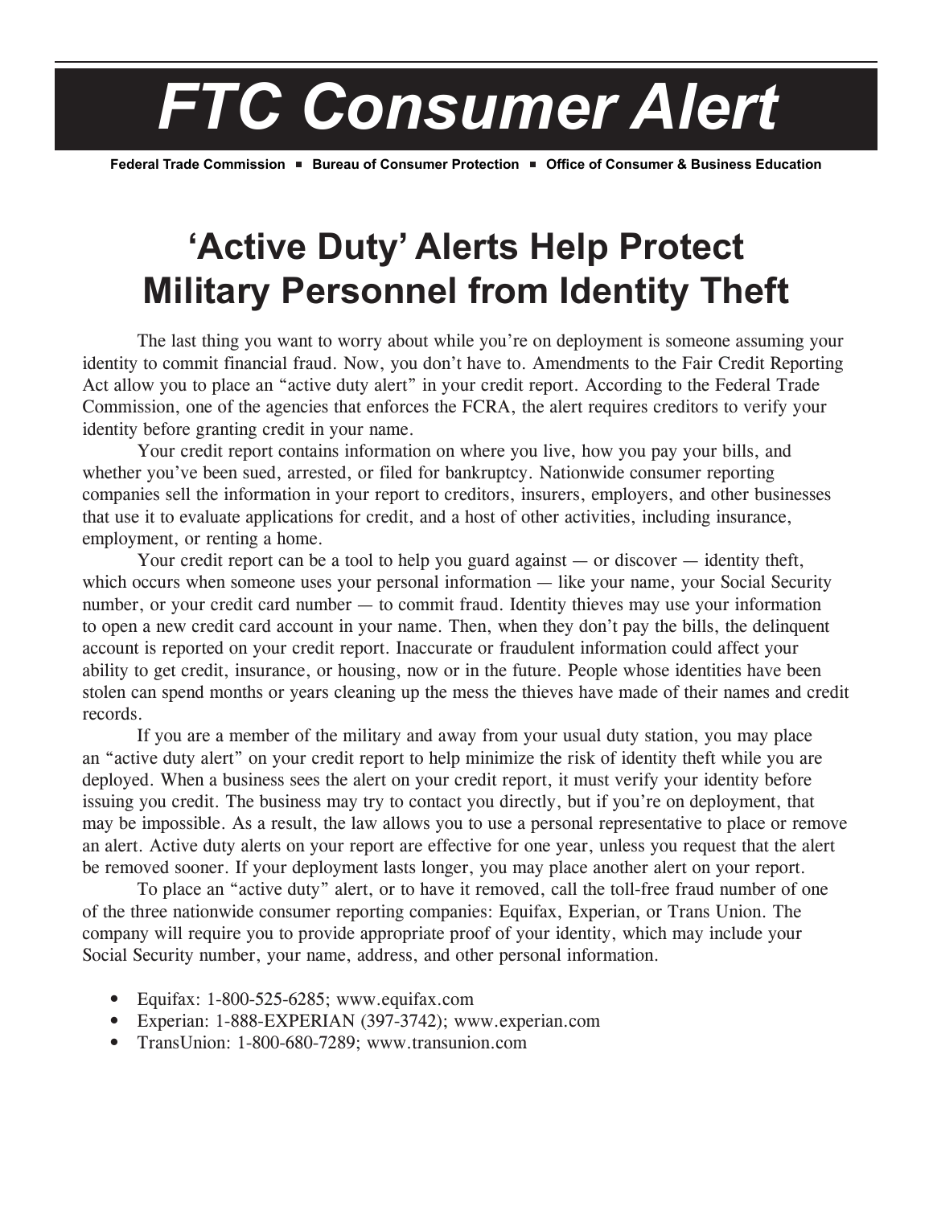# FTC Consumer Alert

**Federal Trade Commission ■ Bureau of Consumer Protection ■ Office of Consumer & Business Education**

## 'Active Duty' Alerts Help Protect Military Personnel from Identity Theft

The last thing you want to worry about while you're on deployment is someone assuming your identity to commit financial fraud. Now, you don't have to. Amendments to the Fair Credit Reporting Act allow you to place an "active duty alert" in your credit report. According to the Federal Trade Commission, one of the agencies that enforces the FCRA, the alert requires creditors to verify your identity before granting credit in your name.

Your credit report contains information on where you live, how you pay your bills, and whether you've been sued, arrested, or filed for bankruptcy. Nationwide consumer reporting companies sell the information in your report to creditors, insurers, employers, and other businesses that use it to evaluate applications for credit, and a host of other activities, including insurance, employment, or renting a home.

Your credit report can be a tool to help you guard against — or discover — identity theft, which occurs when someone uses your personal information — like your name, your Social Security number, or your credit card number — to commit fraud. Identity thieves may use your information to open a new credit card account in your name. Then, when they don't pay the bills, the delinquent account is reported on your credit report. Inaccurate or fraudulent information could affect your ability to get credit, insurance, or housing, now or in the future. People whose identities have been stolen can spend months or years cleaning up the mess the thieves have made of their names and credit records.

If you are a member of the military and away from your usual duty station, you may place an "active duty alert" on your credit report to help minimize the risk of identity theft while you are deployed. When a business sees the alert on your credit report, it must verify your identity before issuing you credit. The business may try to contact you directly, but if you're on deployment, that may be impossible. As a result, the law allows you to use a personal representative to place or remove an alert. Active duty alerts on your report are effective for one year, unless you request that the alert be removed sooner. If your deployment lasts longer, you may place another alert on your report.

To place an "active duty" alert, or to have it removed, call the toll-free fraud number of one of the three nationwide consumer reporting companies: Equifax, Experian, or Trans Union. The company will require you to provide appropriate proof of your identity, which may include your Social Security number, your name, address, and other personal information.

- Equifax: 1-800-525-6285; www.equifax.com
- Experian: 1-888-EXPERIAN (397-3742); www.experian.com
- TransUnion: 1-800-680-7289; www.transunion.com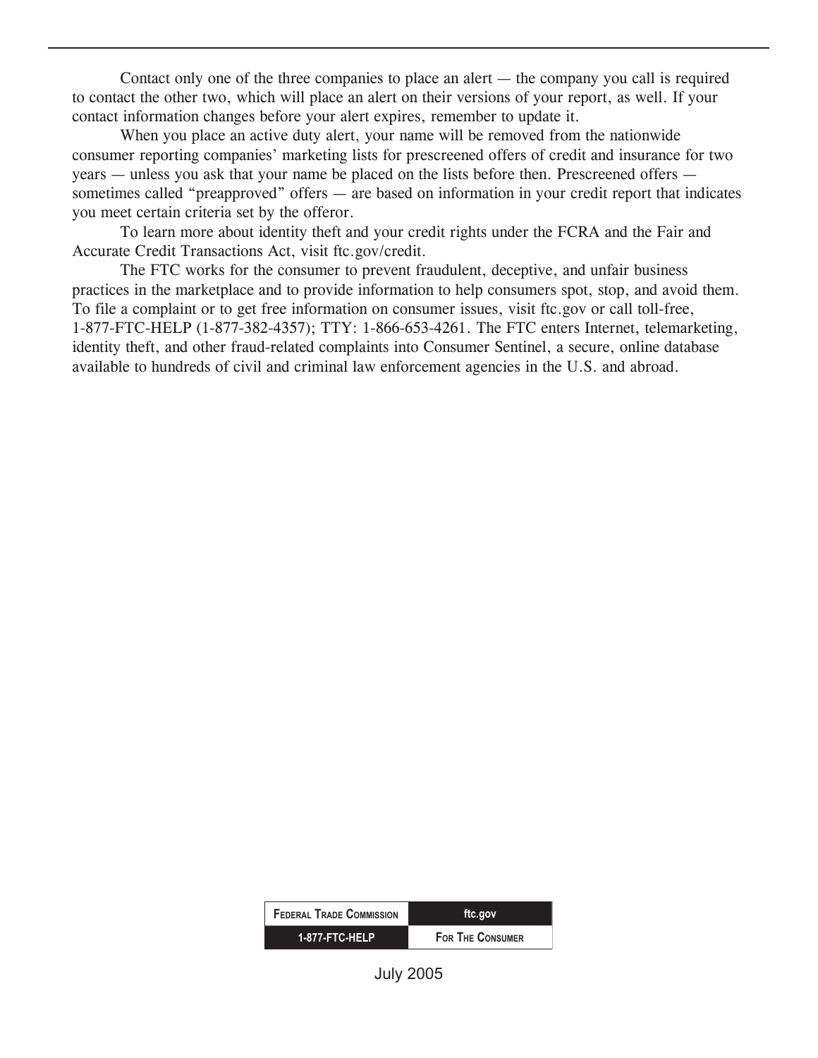Contact only one of the three companies to place an alert — the company you call is required to contact the other two, which will place an alert on their versions of your report, as well. If your contact information changes before your alert expires, remember to update it.

When you place an active duty alert, your name will be removed from the nationwide consumer reporting companies' marketing lists for prescreened offers of credit and insurance for two years — unless you ask that your name be placed on the lists before then. Prescreened offers — sometimes called "preapproved" offers — are based on information in your credit report that indicates you meet certain criteria set by the offeror.

To learn more about identity theft and your credit rights under the FCRA and the Fair and Accurate Credit Transactions Act, visit ftc.gov/credit.

The FTC works for the consumer to prevent fraudulent, deceptive, and unfair business practices in the marketplace and to provide information to help consumers spot, stop, and avoid them. To file a complaint or to get free information on consumer issues, visit ftc.gov or call toll-free, 1-877-FTC-HELP (1-877-382-4357); TTY: 1-866-653-4261. The FTC enters Internet, telemarketing, identity theft, and other fraud-related complaints into Consumer Sentinel, a secure, online database available to hundreds of civil and criminal law enforcement agencies in the U.S. and abroad.

| | |
|---|---|
| FEDERAL TRADE COMMISSION | ftc.gov |
| 1-877-FTC-HELP | FOR THE CONSUMER |

July 2005